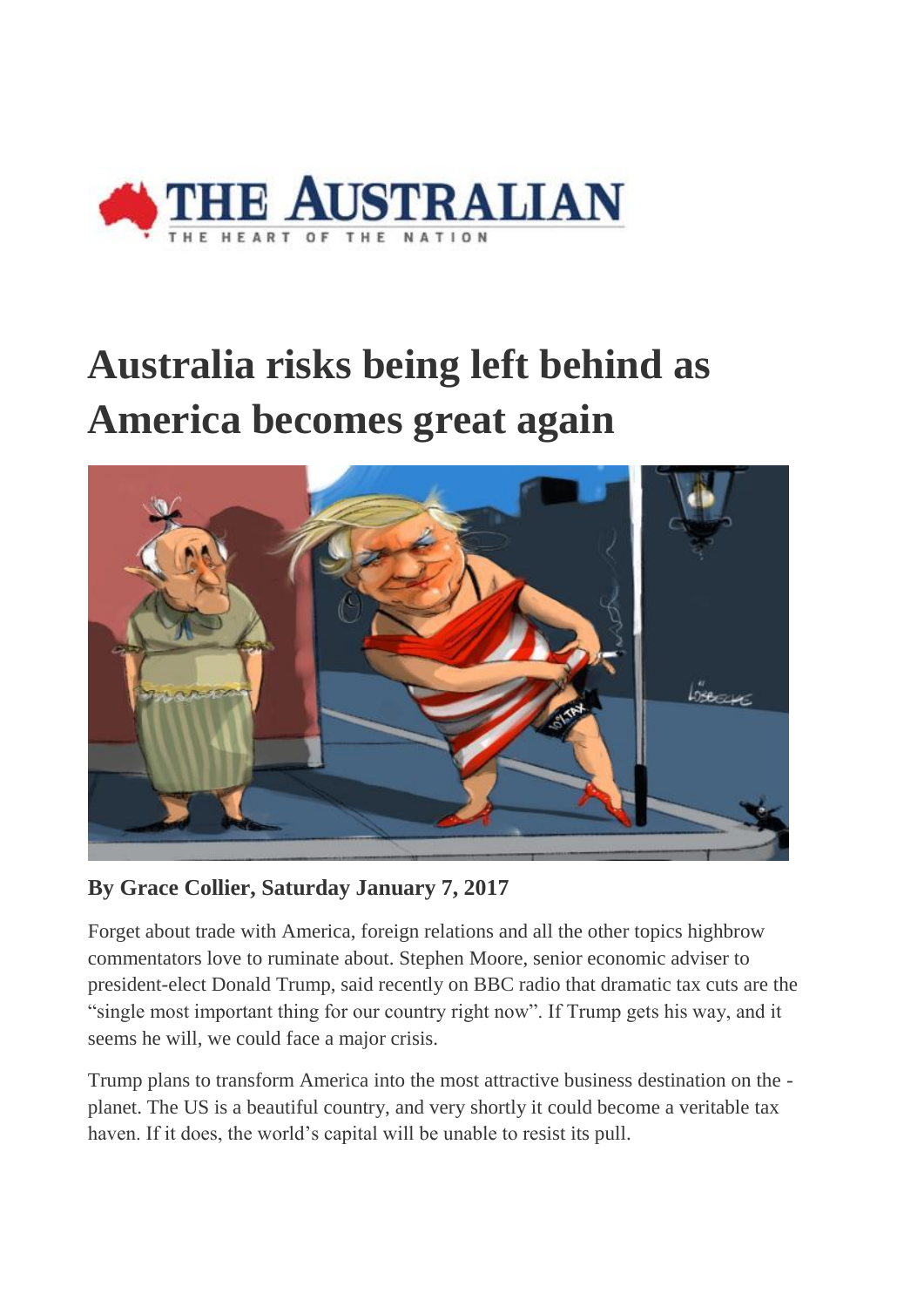# Australia risks being left behind as America becomes great again

**By Grace Collier, Saturday January 7, 2017**

Forget about trade with America, foreign relations and all the other topics highbrow commentators love to ruminate about. Stephen Moore, senior economic adviser to president-elect Donald Trump, said recently on BBC radio that dramatic tax cuts are the "single most important thing for our country right now". If Trump gets his way, and it seems he will, we could face a major crisis.

Trump plans to transform America into the most attractive business destination on the -planet. The US is a beautiful country, and very shortly it could become a veritable tax haven. If it does, the world's capital will be unable to resist its pull.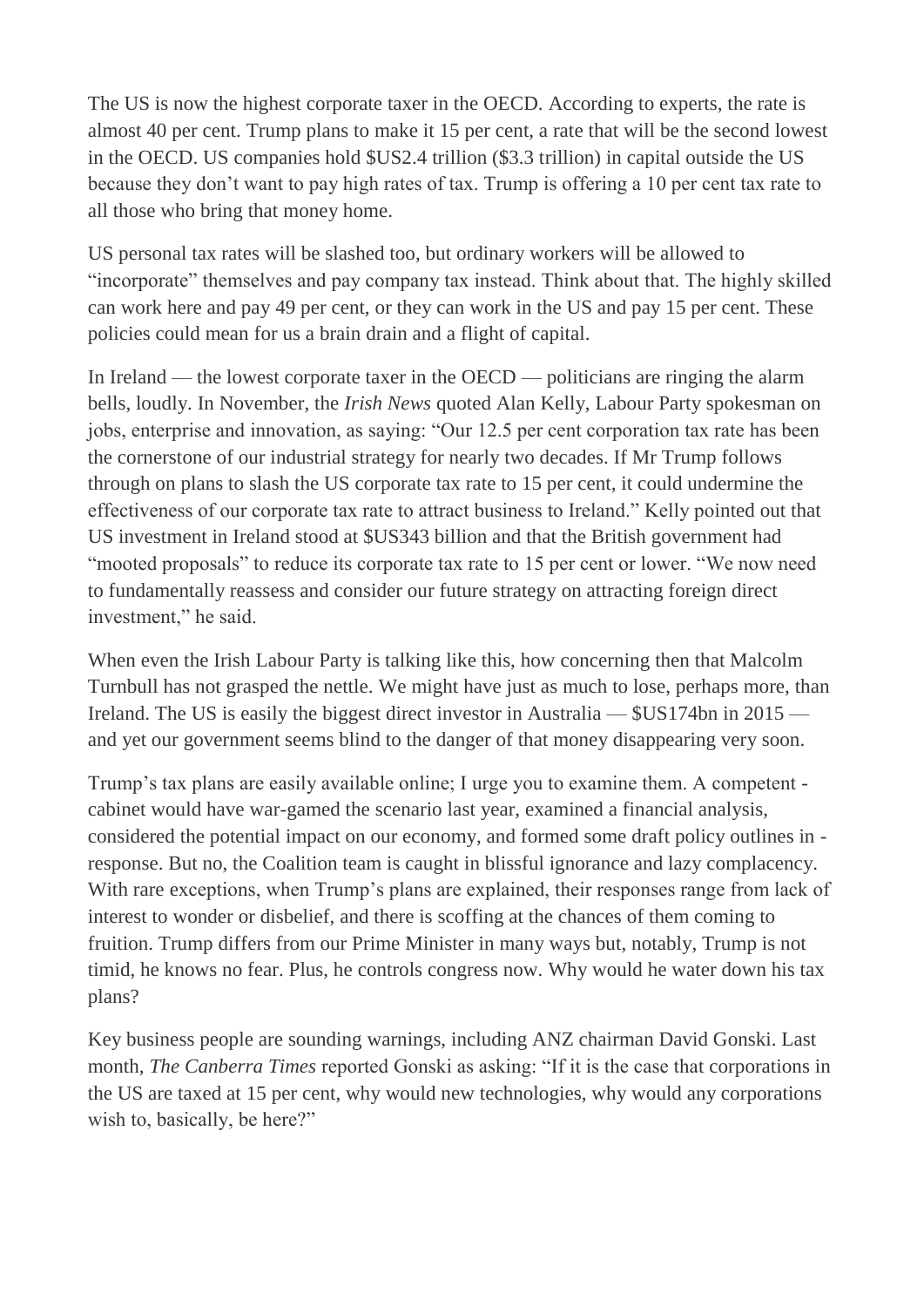The US is now the highest corporate taxer in the OECD. According to experts, the rate is almost 40 per cent. Trump plans to make it 15 per cent, a rate that will be the second lowest in the OECD. US companies hold $US2.4 trillion ($3.3 trillion) in capital outside the US because they don't want to pay high rates of tax. Trump is offering a 10 per cent tax rate to all those who bring that money home.

US personal tax rates will be slashed too, but ordinary workers will be allowed to "incorporate" themselves and pay company tax instead. Think about that. The highly skilled can work here and pay 49 per cent, or they can work in the US and pay 15 per cent. These policies could mean for us a brain drain and a flight of capital.

In Ireland — the lowest corporate taxer in the OECD — politicians are ringing the alarm bells, loudly. In November, the *Irish News* quoted Alan Kelly, Labour Party spokesman on jobs, enterprise and innovation, as saying: "Our 12.5 per cent corporation tax rate has been the cornerstone of our industrial strategy for nearly two decades. If Mr Trump follows through on plans to slash the US corporate tax rate to 15 per cent, it could undermine the effectiveness of our corporate tax rate to attract business to Ireland." Kelly pointed out that US investment in Ireland stood at $US343 billion and that the British government had "mooted proposals" to reduce its corporate tax rate to 15 per cent or lower. "We now need to fundamentally reassess and consider our future strategy on attracting foreign direct investment," he said.

When even the Irish Labour Party is talking like this, how concerning then that Malcolm Turnbull has not grasped the nettle. We might have just as much to lose, perhaps more, than Ireland. The US is easily the biggest direct investor in Australia — $US174bn in 2015 — and yet our government seems blind to the danger of that money disappearing very soon.

Trump's tax plans are easily available online; I urge you to examine them. A competent - cabinet would have war-gamed the scenario last year, examined a financial analysis, considered the potential impact on our economy, and formed some draft policy outlines in - response. But no, the Coalition team is caught in blissful ignorance and lazy complacency. With rare exceptions, when Trump's plans are explained, their responses range from lack of interest to wonder or disbelief, and there is scoffing at the chances of them coming to fruition. Trump differs from our Prime Minister in many ways but, notably, Trump is not timid, he knows no fear. Plus, he controls congress now. Why would he water down his tax plans?

Key business people are sounding warnings, including ANZ chairman David Gonski. Last month, *The Canberra Times* reported Gonski as asking: "If it is the case that corporations in the US are taxed at 15 per cent, why would new technologies, why would any corporations wish to, basically, be here?"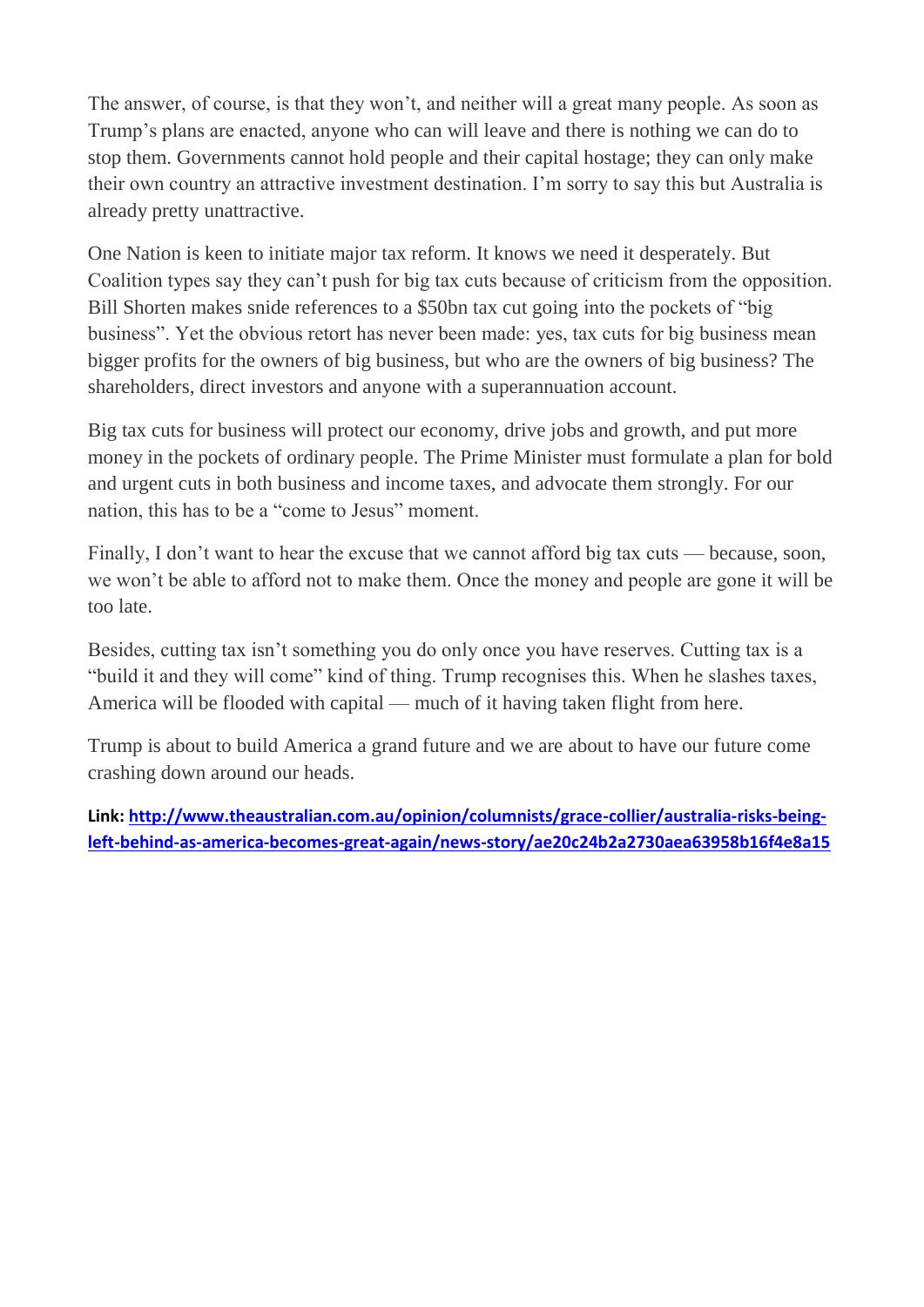The answer, of course, is that they won't, and neither will a great many people. As soon as Trump's plans are enacted, anyone who can will leave and there is nothing we can do to stop them. Governments cannot hold people and their capital hostage; they can only make their own country an attractive investment destination. I'm sorry to say this but Australia is already pretty unattractive.

One Nation is keen to initiate major tax reform. It knows we need it desperately. But Coalition types say they can't push for big tax cuts because of criticism from the opposition. Bill Shorten makes snide references to a $50bn tax cut going into the pockets of "big business". Yet the obvious retort has never been made: yes, tax cuts for big business mean bigger profits for the owners of big business, but who are the owners of big business? The shareholders, direct investors and anyone with a superannuation account.

Big tax cuts for business will protect our economy, drive jobs and growth, and put more money in the pockets of ordinary people. The Prime Minister must formulate a plan for bold and urgent cuts in both business and income taxes, and advocate them strongly. For our nation, this has to be a "come to Jesus" moment.

Finally, I don't want to hear the excuse that we cannot afford big tax cuts — because, soon, we won't be able to afford not to make them. Once the money and people are gone it will be too late.

Besides, cutting tax isn't something you do only once you have reserves. Cutting tax is a "build it and they will come" kind of thing. Trump recognises this. When he slashes taxes, America will be flooded with capital — much of it having taken flight from here.

Trump is about to build America a grand future and we are about to have our future come crashing down around our heads.

**Link: [http://www.theaustralian.com.au/opinion/columnists/grace-collier/australia-risks-being-left-behind-as-america-becomes-great-again/news-story/ae20c24b2a2730aea63958b16f4e8a15](http://www.theaustralian.com.au/opinion/columnists/grace-collier/australia-risks-being-left-behind-as-america-becomes-great-again/news-story/ae20c24b2a2730aea63958b16f4e8a15)**